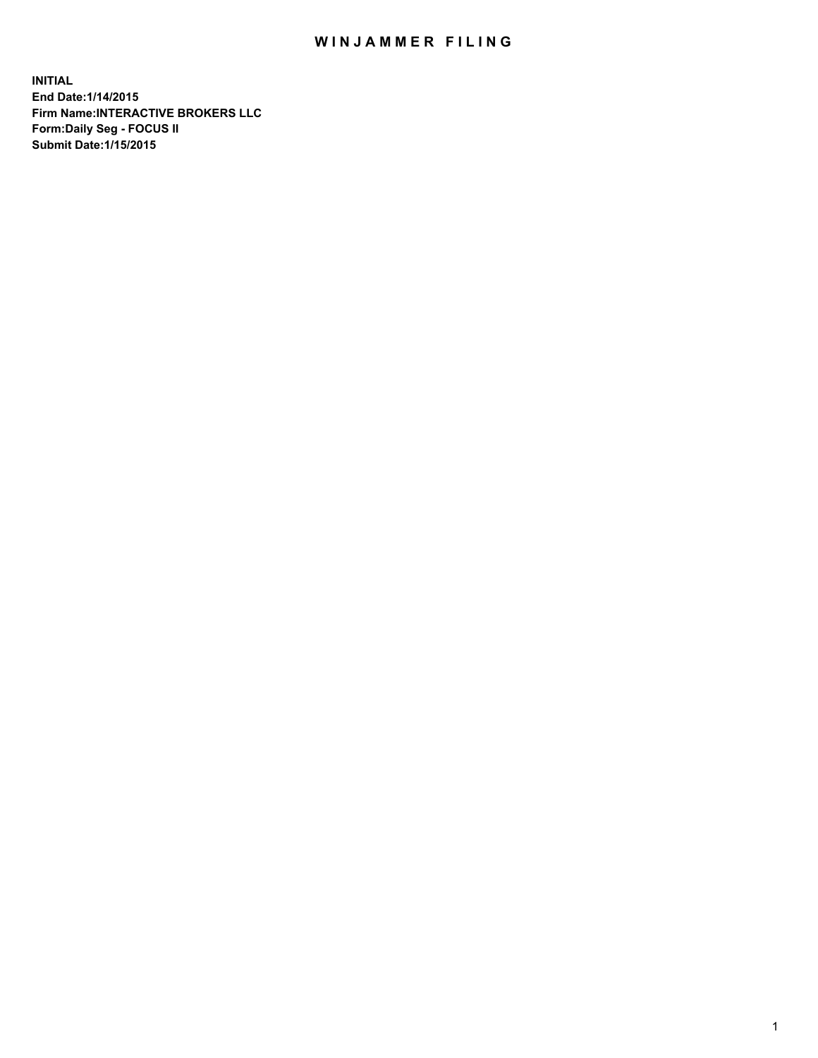# WINJAMMER FILING

**INITIAL**
**End Date:1/14/2015**
**Firm Name:INTERACTIVE BROKERS LLC**
**Form:Daily Seg - FOCUS II**
**Submit Date:1/15/2015**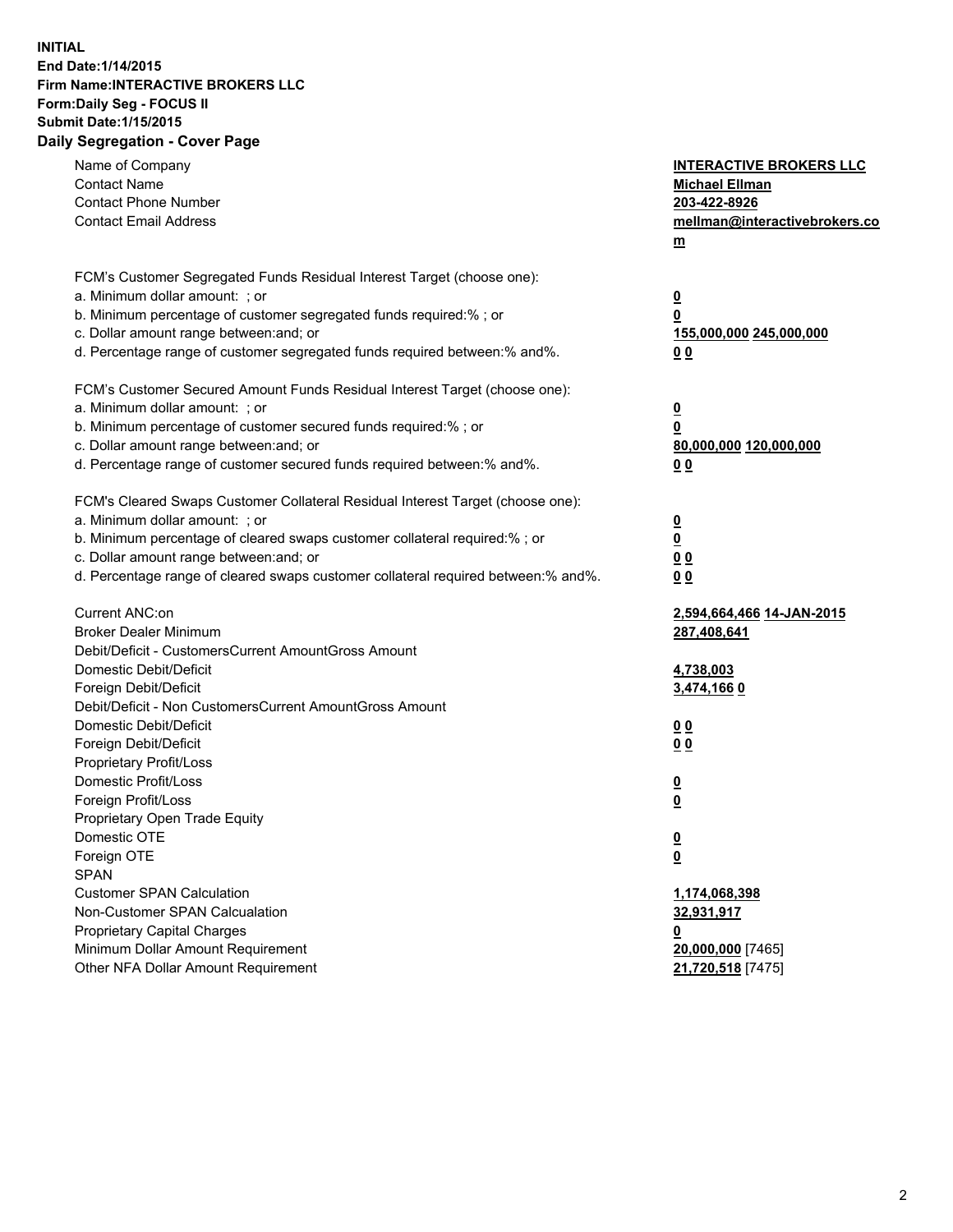**INITIAL**
**End Date:1/14/2015**
**Firm Name:INTERACTIVE BROKERS LLC**
**Form:Daily Seg - FOCUS II**
**Submit Date:1/15/2015**
**Daily Segregation - Cover Page**

| | |
|---|---|
| Name of Company | **INTERACTIVE BROKERS LLC** |
| Contact Name | **Michael Ellman** |
| Contact Phone Number | **203-422-8926** |
| Contact Email Address | **mellman@interactivebrokers.com** |
| | |
| FCM's Customer Segregated Funds Residual Interest Target (choose one): | |
| a. Minimum dollar amount: ; or | **0** |
| b. Minimum percentage of customer segregated funds required:% ; or | **0** |
| c. Dollar amount range between:and; or | **155,000,000 245,000,000** |
| d. Percentage range of customer segregated funds required between:% and%. | **0 0** |
| | |
| FCM's Customer Secured Amount Funds Residual Interest Target (choose one): | |
| a. Minimum dollar amount: ; or | **0** |
| b. Minimum percentage of customer secured funds required:% ; or | **0** |
| c. Dollar amount range between:and; or | **80,000,000 120,000,000** |
| d. Percentage range of customer secured funds required between:% and%. | **0 0** |
| | |
| FCM's Cleared Swaps Customer Collateral Residual Interest Target (choose one): | |
| a. Minimum dollar amount: ; or | **0** |
| b. Minimum percentage of cleared swaps customer collateral required:% ; or | **0** |
| c. Dollar amount range between:and; or | **0 0** |
| d. Percentage range of cleared swaps customer collateral required between:% and%. | **0 0** |
| | |
| Current ANC:on | **2,594,664,466 14-JAN-2015** |
| Broker Dealer Minimum | **287,408,641** |
| Debit/Deficit - CustomersCurrent AmountGross Amount | |
| Domestic Debit/Deficit | **4,738,003** |
| Foreign Debit/Deficit | **3,474,166 0** |
| Debit/Deficit - Non CustomersCurrent AmountGross Amount | |
| Domestic Debit/Deficit | **0 0** |
| Foreign Debit/Deficit | **0 0** |
| Proprietary Profit/Loss | |
| Domestic Profit/Loss | **0** |
| Foreign Profit/Loss | **0** |
| Proprietary Open Trade Equity | |
| Domestic OTE | **0** |
| Foreign OTE | **0** |
| SPAN | |
| Customer SPAN Calculation | **1,174,068,398** |
| Non-Customer SPAN Calcualation | **32,931,917** |
| Proprietary Capital Charges | **0** |
| Minimum Dollar Amount Requirement | **20,000,000** [7465] |
| Other NFA Dollar Amount Requirement | **21,720,518** [7475] |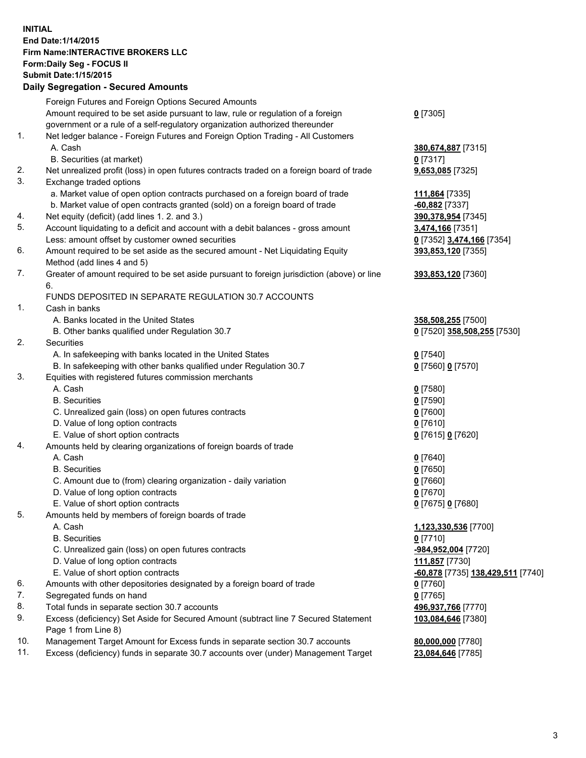**INITIAL**
**End Date:1/14/2015**
**Firm Name:INTERACTIVE BROKERS LLC**
**Form:Daily Seg - FOCUS II**
**Submit Date:1/15/2015**

### Daily Segregation - Secured Amounts

| | | |
|---|---|---|
| | Foreign Futures and Foreign Options Secured Amounts | |
| | Amount required to be set aside pursuant to law, rule or regulation of a foreign government or a rule of a self-regulatory organization authorized thereunder | **0** [7305] |
| 1. | Net ledger balance - Foreign Futures and Foreign Option Trading - All Customers | |
| | A. Cash | **380,674,887** [7315] |
| | B. Securities (at market) | **0** [7317] |
| 2. | Net unrealized profit (loss) in open futures contracts traded on a foreign board of trade | **9,653,085** [7325] |
| 3. | Exchange traded options | |
| | a. Market value of open option contracts purchased on a foreign board of trade | **111,864** [7335] |
| | b. Market value of open contracts granted (sold) on a foreign board of trade | **-60,882** [7337] |
| 4. | Net equity (deficit) (add lines 1. 2. and 3.) | **390,378,954** [7345] |
| 5. | Account liquidating to a deficit and account with a debit balances - gross amount | **3,474,166** [7351] |
| | Less: amount offset by customer owned securities | **0** [7352] **3,474,166** [7354] |
| 6. | Amount required to be set aside as the secured amount - Net Liquidating Equity Method (add lines 4 and 5) | **393,853,120** [7355] |
| 7. | Greater of amount required to be set aside pursuant to foreign jurisdiction (above) or line 6. | **393,853,120** [7360] |
| | FUNDS DEPOSITED IN SEPARATE REGULATION 30.7 ACCOUNTS | |
| 1. | Cash in banks | |
| | A. Banks located in the United States | **358,508,255** [7500] |
| | B. Other banks qualified under Regulation 30.7 | **0** [7520] **358,508,255** [7530] |
| 2. | Securities | |
| | A. In safekeeping with banks located in the United States | **0** [7540] |
| | B. In safekeeping with other banks qualified under Regulation 30.7 | **0** [7560] **0** [7570] |
| 3. | Equities with registered futures commission merchants | |
| | A. Cash | **0** [7580] |
| | B. Securities | **0** [7590] |
| | C. Unrealized gain (loss) on open futures contracts | **0** [7600] |
| | D. Value of long option contracts | **0** [7610] |
| | E. Value of short option contracts | **0** [7615] **0** [7620] |
| 4. | Amounts held by clearing organizations of foreign boards of trade | |
| | A. Cash | **0** [7640] |
| | B. Securities | **0** [7650] |
| | C. Amount due to (from) clearing organization - daily variation | **0** [7660] |
| | D. Value of long option contracts | **0** [7670] |
| | E. Value of short option contracts | **0** [7675] **0** [7680] |
| 5. | Amounts held by members of foreign boards of trade | |
| | A. Cash | **1,123,330,536** [7700] |
| | B. Securities | **0** [7710] |
| | C. Unrealized gain (loss) on open futures contracts | **-984,952,004** [7720] |
| | D. Value of long option contracts | **111,857** [7730] |
| | E. Value of short option contracts | **-60,878** [7735] **138,429,511** [7740] |
| 6. | Amounts with other depositories designated by a foreign board of trade | **0** [7760] |
| 7. | Segregated funds on hand | **0** [7765] |
| 8. | Total funds in separate section 30.7 accounts | **496,937,766** [7770] |
| 9. | Excess (deficiency) Set Aside for Secured Amount (subtract line 7 Secured Statement Page 1 from Line 8) | **103,084,646** [7380] |
| 10. | Management Target Amount for Excess funds in separate section 30.7 accounts | **80,000,000** [7780] |
| 11. | Excess (deficiency) funds in separate 30.7 accounts over (under) Management Target | **23,084,646** [7785] |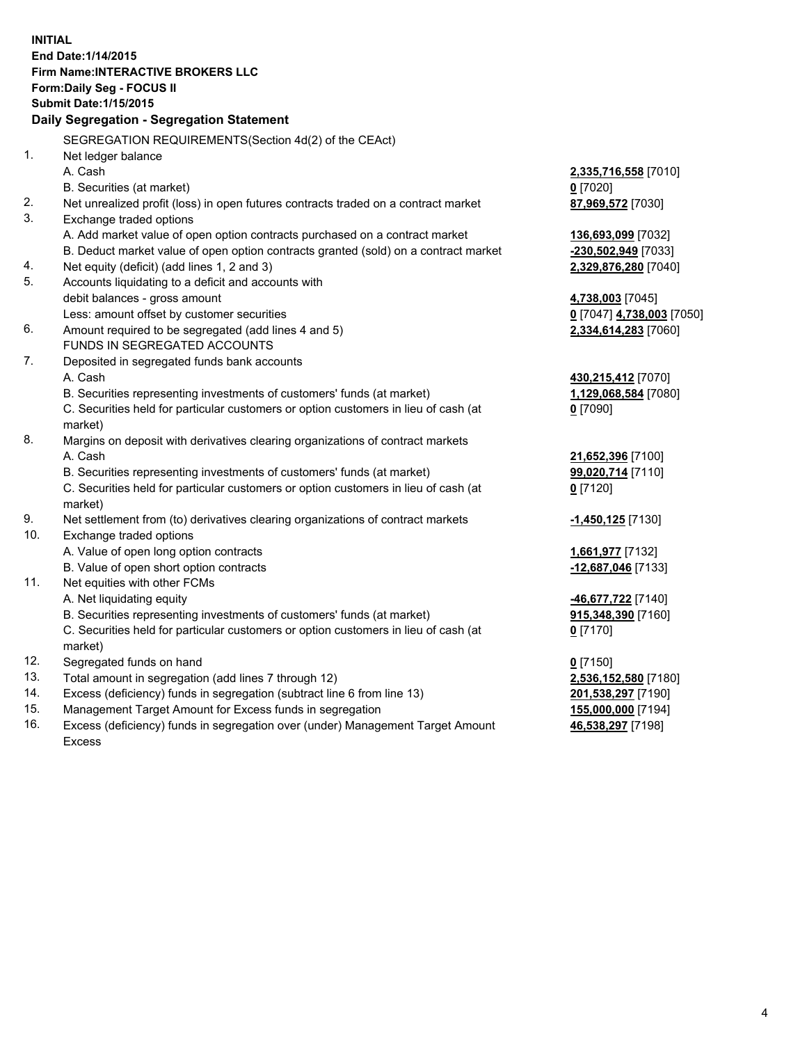**INITIAL**
**End Date:1/14/2015**
**Firm Name:INTERACTIVE BROKERS LLC**
**Form:Daily Seg - FOCUS II**
**Submit Date:1/15/2015**

## Daily Segregation - Segregation Statement

SEGREGATION REQUIREMENTS(Section 4d(2) of the CEAct)

| | | |
|---|---|---|
| 1. | Net ledger balance | |
| | A. Cash | **2,335,716,558** [7010] |
| | B. Securities (at market) | **0** [7020] |
| 2. | Net unrealized profit (loss) in open futures contracts traded on a contract market | **87,969,572** [7030] |
| 3. | Exchange traded options | |
| | A. Add market value of open option contracts purchased on a contract market | **136,693,099** [7032] |
| | B. Deduct market value of open option contracts granted (sold) on a contract market | **-230,502,949** [7033] |
| 4. | Net equity (deficit) (add lines 1, 2 and 3) | **2,329,876,280** [7040] |
| 5. | Accounts liquidating to a deficit and accounts with debit balances - gross amount | **4,738,003** [7045] |
| | Less: amount offset by customer securities | **0** [7047] **4,738,003** [7050] |
| 6. | Amount required to be segregated (add lines 4 and 5) | **2,334,614,283** [7060] |
| | FUNDS IN SEGREGATED ACCOUNTS | |
| 7. | Deposited in segregated funds bank accounts | |
| | A. Cash | **430,215,412** [7070] |
| | B. Securities representing investments of customers' funds (at market) | **1,129,068,584** [7080] |
| | C. Securities held for particular customers or option customers in lieu of cash (at market) | **0** [7090] |
| 8. | Margins on deposit with derivatives clearing organizations of contract markets | |
| | A. Cash | **21,652,396** [7100] |
| | B. Securities representing investments of customers' funds (at market) | **99,020,714** [7110] |
| | C. Securities held for particular customers or option customers in lieu of cash (at market) | **0** [7120] |
| 9. | Net settlement from (to) derivatives clearing organizations of contract markets | **-1,450,125** [7130] |
| 10. | Exchange traded options | |
| | A. Value of open long option contracts | **1,661,977** [7132] |
| | B. Value of open short option contracts | **-12,687,046** [7133] |
| 11. | Net equities with other FCMs | |
| | A. Net liquidating equity | **-46,677,722** [7140] |
| | B. Securities representing investments of customers' funds (at market) | **915,348,390** [7160] |
| | C. Securities held for particular customers or option customers in lieu of cash (at market) | **0** [7170] |
| 12. | Segregated funds on hand | **0** [7150] |
| 13. | Total amount in segregation (add lines 7 through 12) | **2,536,152,580** [7180] |
| 14. | Excess (deficiency) funds in segregation (subtract line 6 from line 13) | **201,538,297** [7190] |
| 15. | Management Target Amount for Excess funds in segregation | **155,000,000** [7194] |
| 16. | Excess (deficiency) funds in segregation over (under) Management Target Amount Excess | **46,538,297** [7198] |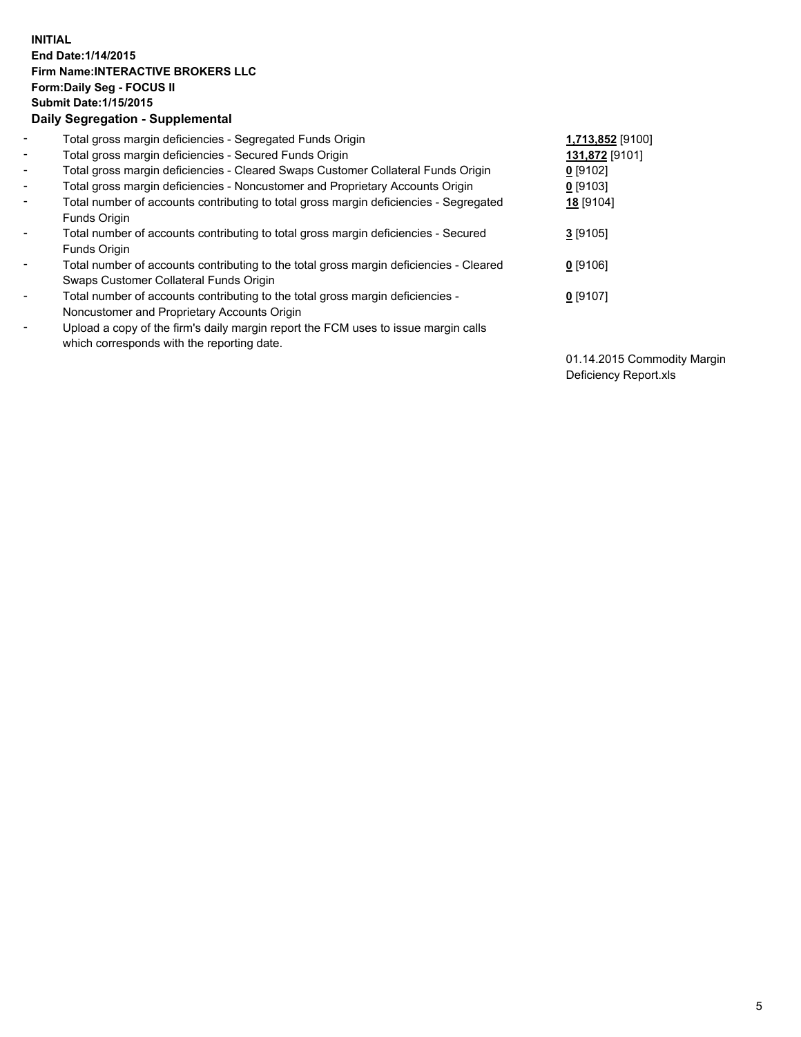**INITIAL**
**End Date:1/14/2015**
**Firm Name:INTERACTIVE BROKERS LLC**
**Form:Daily Seg - FOCUS II**
**Submit Date:1/15/2015**

## Daily Segregation - Supplemental

| | | |
|---|---|---|
| - | Total gross margin deficiencies - Segregated Funds Origin | **1,713,852** [9100] |
| - | Total gross margin deficiencies - Secured Funds Origin | **131,872** [9101] |
| - | Total gross margin deficiencies - Cleared Swaps Customer Collateral Funds Origin | **0** [9102] |
| - | Total gross margin deficiencies - Noncustomer and Proprietary Accounts Origin | **0** [9103] |
| - | Total number of accounts contributing to total gross margin deficiencies - Segregated Funds Origin | **18** [9104] |
| - | Total number of accounts contributing to total gross margin deficiencies - Secured Funds Origin | **3** [9105] |
| - | Total number of accounts contributing to the total gross margin deficiencies - Cleared Swaps Customer Collateral Funds Origin | **0** [9106] |
| - | Total number of accounts contributing to the total gross margin deficiencies - Noncustomer and Proprietary Accounts Origin | **0** [9107] |
| - | Upload a copy of the firm's daily margin report the FCM uses to issue margin calls which corresponds with the reporting date. | 01.14.2015 Commodity Margin Deficiency Report.xls |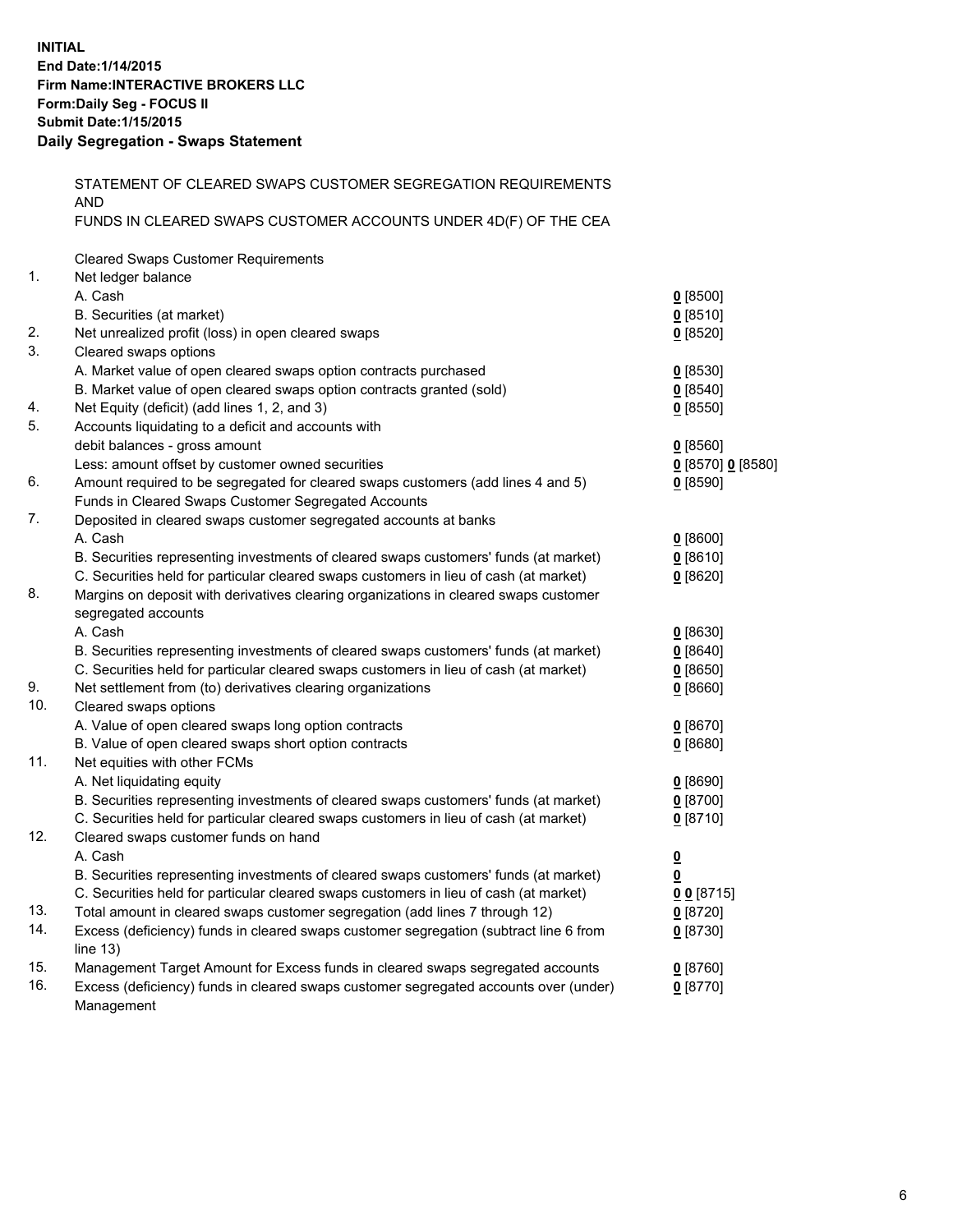**INITIAL**
**End Date:1/14/2015**
**Firm Name:INTERACTIVE BROKERS LLC**
**Form:Daily Seg - FOCUS II**
**Submit Date:1/15/2015**
**Daily Segregation - Swaps Statement**

STATEMENT OF CLEARED SWAPS CUSTOMER SEGREGATION REQUIREMENTS AND FUNDS IN CLEARED SWAPS CUSTOMER ACCOUNTS UNDER 4D(F) OF THE CEA

| | | |
|---|---|---|
| | Cleared Swaps Customer Requirements | |
| 1. | Net ledger balance | |
| | A. Cash | 0 [8500] |
| | B. Securities (at market) | 0 [8510] |
| 2. | Net unrealized profit (loss) in open cleared swaps | 0 [8520] |
| 3. | Cleared swaps options | |
| | A. Market value of open cleared swaps option contracts purchased | 0 [8530] |
| | B. Market value of open cleared swaps option contracts granted (sold) | 0 [8540] |
| 4. | Net Equity (deficit) (add lines 1, 2, and 3) | 0 [8550] |
| 5. | Accounts liquidating to a deficit and accounts with debit balances - gross amount | 0 [8560] |
| | Less: amount offset by customer owned securities | 0 [8570] 0 [8580] |
| 6. | Amount required to be segregated for cleared swaps customers (add lines 4 and 5) | 0 [8590] |
| | Funds in Cleared Swaps Customer Segregated Accounts | |
| 7. | Deposited in cleared swaps customer segregated accounts at banks | |
| | A. Cash | 0 [8600] |
| | B. Securities representing investments of cleared swaps customers' funds (at market) | 0 [8610] |
| | C. Securities held for particular cleared swaps customers in lieu of cash (at market) | 0 [8620] |
| 8. | Margins on deposit with derivatives clearing organizations in cleared swaps customer segregated accounts | |
| | A. Cash | 0 [8630] |
| | B. Securities representing investments of cleared swaps customers' funds (at market) | 0 [8640] |
| | C. Securities held for particular cleared swaps customers in lieu of cash (at market) | 0 [8650] |
| 9. | Net settlement from (to) derivatives clearing organizations | 0 [8660] |
| 10. | Cleared swaps options | |
| | A. Value of open cleared swaps long option contracts | 0 [8670] |
| | B. Value of open cleared swaps short option contracts | 0 [8680] |
| 11. | Net equities with other FCMs | |
| | A. Net liquidating equity | 0 [8690] |
| | B. Securities representing investments of cleared swaps customers' funds (at market) | 0 [8700] |
| | C. Securities held for particular cleared swaps customers in lieu of cash (at market) | 0 [8710] |
| 12. | Cleared swaps customer funds on hand | |
| | A. Cash | 0 |
| | B. Securities representing investments of cleared swaps customers' funds (at market) | 0 |
| | C. Securities held for particular cleared swaps customers in lieu of cash (at market) | 0 0 [8715] |
| 13. | Total amount in cleared swaps customer segregation (add lines 7 through 12) | 0 [8720] |
| 14. | Excess (deficiency) funds in cleared swaps customer segregation (subtract line 6 from line 13) | 0 [8730] |
| 15. | Management Target Amount for Excess funds in cleared swaps segregated accounts | 0 [8760] |
| 16. | Excess (deficiency) funds in cleared swaps customer segregated accounts over (under) Management | 0 [8770] |